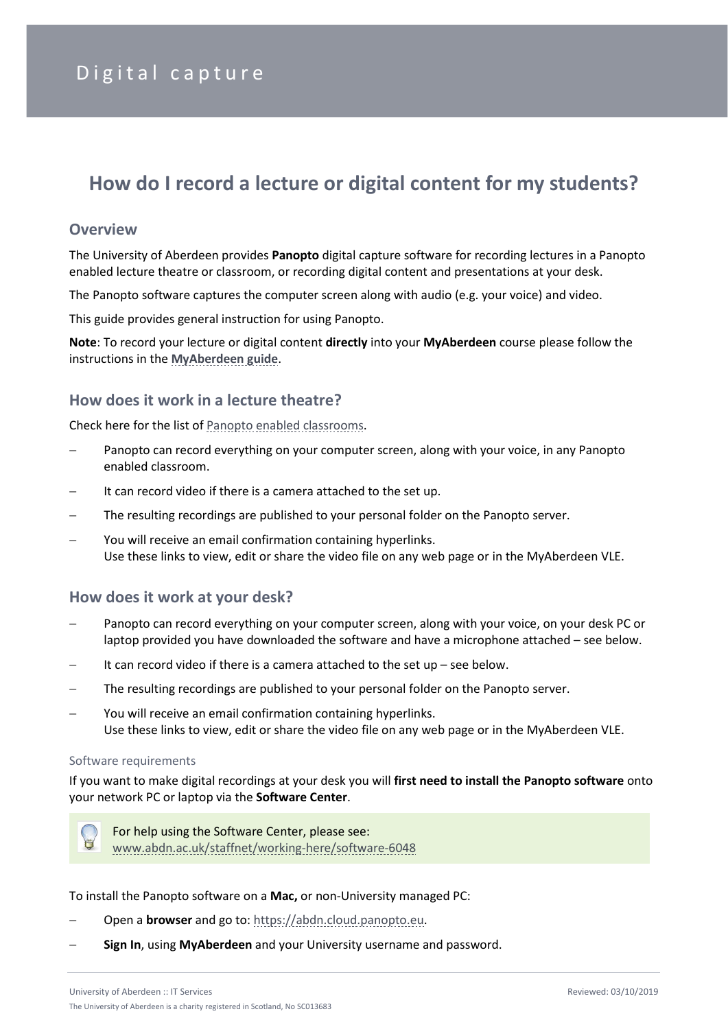Digital capture

# How do I record a lecture or digital content for my students?

## Overview

The University of Aberdeen provides **Panopto** digital capture software for recording lectures in a Panopto enabled lecture theatre or classroom, or recording digital content and presentations at your desk.

The Panopto software captures the computer screen along with audio (e.g. your voice) and video.

This guide provides general instruction for using Panopto.

**Note**: To record your lecture or digital content **directly** into your **MyAberdeen** course please follow the instructions in the **MyAberdeen guide**.

## How does it work in a lecture theatre?

Check here for the list of Panopto enabled classrooms.

- Panopto can record everything on your computer screen, along with your voice, in any Panopto enabled classroom.
- It can record video if there is a camera attached to the set up.
- The resulting recordings are published to your personal folder on the Panopto server.
- You will receive an email confirmation containing hyperlinks.
  Use these links to view, edit or share the video file on any web page or in the MyAberdeen VLE.

## How does it work at your desk?

- Panopto can record everything on your computer screen, along with your voice, on your desk PC or laptop provided you have downloaded the software and have a microphone attached – see below.
- It can record video if there is a camera attached to the set up – see below.
- The resulting recordings are published to your personal folder on the Panopto server.
- You will receive an email confirmation containing hyperlinks.
  Use these links to view, edit or share the video file on any web page or in the MyAberdeen VLE.

### Software requirements

If you want to make digital recordings at your desk you will **first need to install the Panopto software** onto your network PC or laptop via the **Software Center**.

> For help using the Software Center, please see:
> www.abdn.ac.uk/staffnet/working-here/software-6048

To install the Panopto software on a **Mac,** or non-University managed PC:

- Open a **browser** and go to: https://abdn.cloud.panopto.eu.
- **Sign In**, using **MyAberdeen** and your University username and password.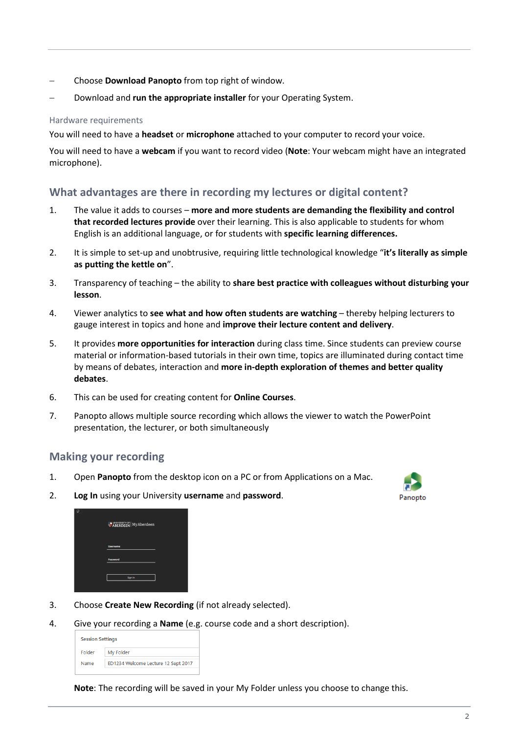- Choose **Download Panopto** from top right of window.
- Download and **run the appropriate installer** for your Operating System.

### Hardware requirements

You will need to have a **headset** or **microphone** attached to your computer to record your voice.

You will need to have a **webcam** if you want to record video (**Note**: Your webcam might have an integrated microphone).

## What advantages are there in recording my lectures or digital content?

1. The value it adds to courses – **more and more students are demanding the flexibility and control that recorded lectures provide** over their learning. This is also applicable to students for whom English is an additional language, or for students with **specific learning differences.**
2. It is simple to set-up and unobtrusive, requiring little technological knowledge "**it's literally as simple as putting the kettle on**".
3. Transparency of teaching – the ability to **share best practice with colleagues without disturbing your lesson**.
4. Viewer analytics to **see what and how often students are watching** – thereby helping lecturers to gauge interest in topics and hone and **improve their lecture content and delivery**.
5. It provides **more opportunities for interaction** during class time. Since students can preview course material or information-based tutorials in their own time, topics are illuminated during contact time by means of debates, interaction and **more in-depth exploration of themes and better quality debates**.
6. This can be used for creating content for **Online Courses**.
7. Panopto allows multiple source recording which allows the viewer to watch the PowerPoint presentation, the lecturer, or both simultaneously

## Making your recording

1. Open **Panopto** from the desktop icon on a PC or from Applications on a Mac.
2. **Log In** using your University **username** and **password**.
3. Choose **Create New Recording** (if not already selected).
4. Give your recording a **Name** (e.g. course code and a short description).

| Session Settings | |
|---|---|
| Folder | My Folder |
| Name | ED1234 Welcome Lecture 12 Sept 2017 |

**Note**: The recording will be saved in your My Folder unless you choose to change this.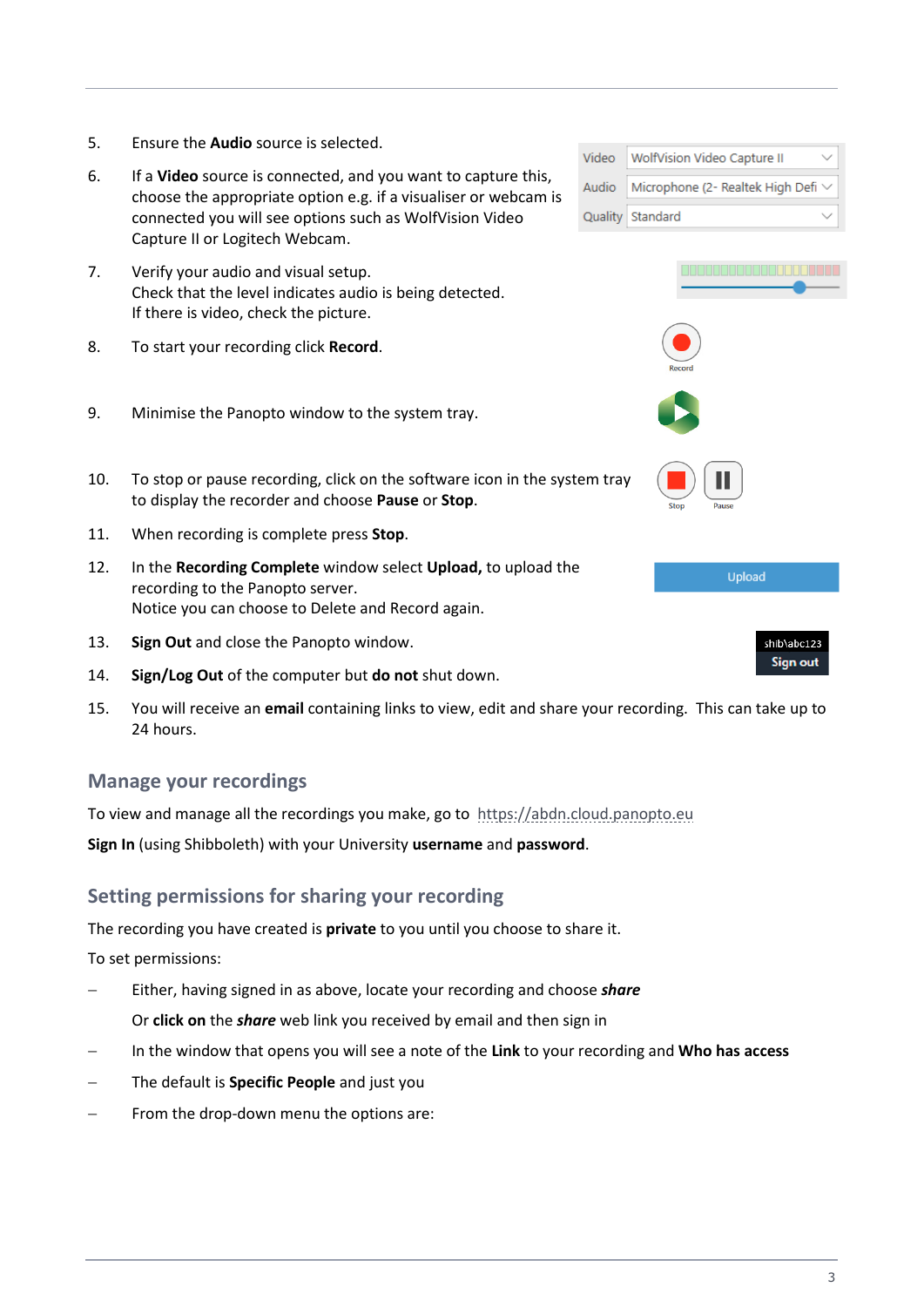5. Ensure the **Audio** source is selected.

6. If a **Video** source is connected, and you want to capture this, choose the appropriate option e.g. if a visualiser or webcam is connected you will see options such as WolfVision Video Capture II or Logitech Webcam.

7. Verify your audio and visual setup.
   Check that the level indicates audio is being detected.
   If there is video, check the picture.

8. To start your recording click **Record**.

9. Minimise the Panopto window to the system tray.

10. To stop or pause recording, click on the software icon in the system tray to display the recorder and choose **Pause** or **Stop**.

11. When recording is complete press **Stop**.

12. In the **Recording Complete** window select **Upload,** to upload the recording to the Panopto server.
    Notice you can choose to Delete and Record again.

13. **Sign Out** and close the Panopto window.

14. **Sign/Log Out** of the computer but **do not** shut down.

15. You will receive an **email** containing links to view, edit and share your recording. This can take up to 24 hours.

## Manage your recordings

To view and manage all the recordings you make, go to https://abdn.cloud.panopto.eu

**Sign In** (using Shibboleth) with your University **username** and **password**.

## Setting permissions for sharing your recording

The recording you have created is **private** to you until you choose to share it.

To set permissions:

- Either, having signed in as above, locate your recording and choose ***share***

  Or **click on** the ***share*** web link you received by email and then sign in

- In the window that opens you will see a note of the **Link** to your recording and **Who has access**
- The default is **Specific People** and just you
- From the drop-down menu the options are: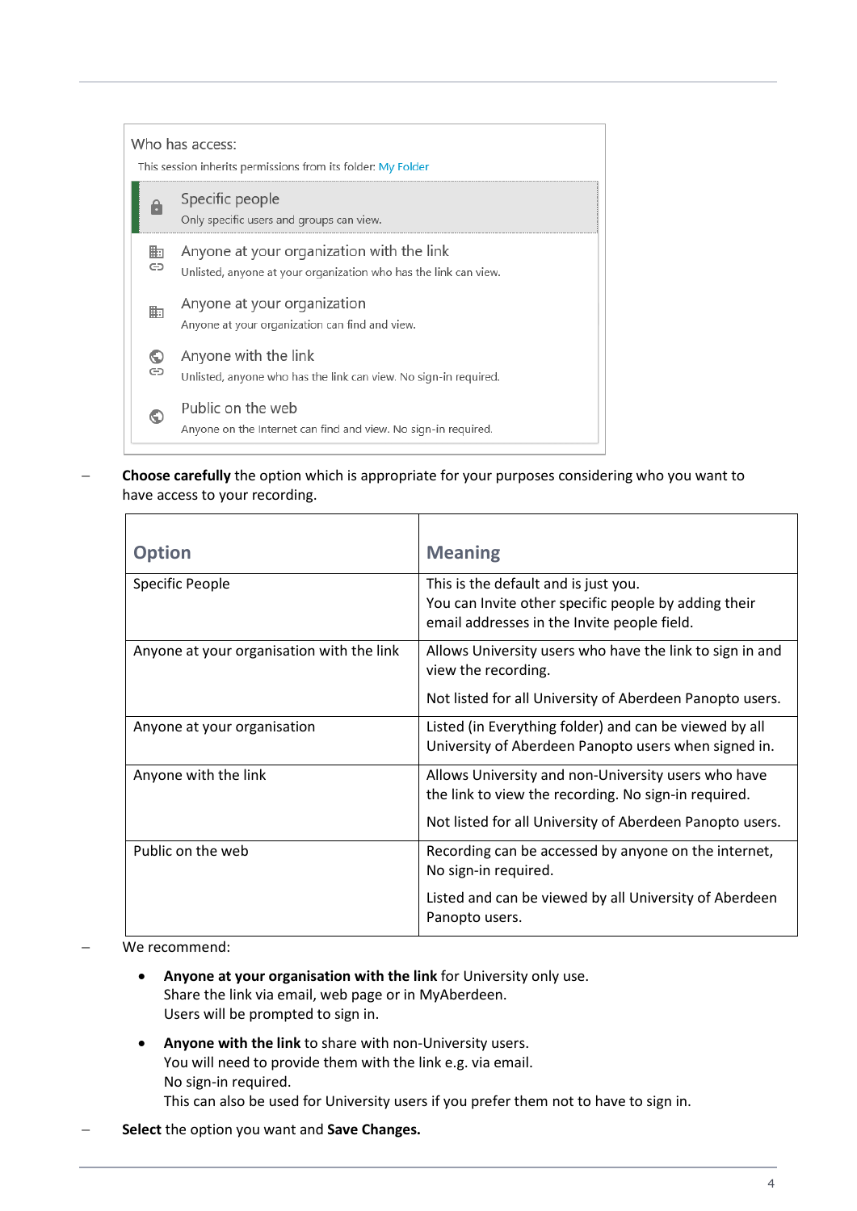Who has access:

This session inherits permissions from its folder: My Folder

- **Specific people** — Only specific users and groups can view.
- **Anyone at your organization with the link** — Unlisted, anyone at your organization who has the link can view.
- **Anyone at your organization** — Anyone at your organization can find and view.
- **Anyone with the link** — Unlisted, anyone who has the link can view. No sign-in required.
- **Public on the web** — Anyone on the Internet can find and view. No sign-in required.

– **Choose carefully** the option which is appropriate for your purposes considering who you want to have access to your recording.

| Option | Meaning |
|---|---|
| Specific People | This is the default and is just you.<br>You can Invite other specific people by adding their email addresses in the Invite people field. |
| Anyone at your organisation with the link | Allows University users who have the link to sign in and view the recording.<br><br>Not listed for all University of Aberdeen Panopto users. |
| Anyone at your organisation | Listed (in Everything folder) and can be viewed by all University of Aberdeen Panopto users when signed in. |
| Anyone with the link | Allows University and non-University users who have the link to view the recording. No sign-in required.<br><br>Not listed for all University of Aberdeen Panopto users. |
| Public on the web | Recording can be accessed by anyone on the internet, No sign-in required.<br><br>Listed and can be viewed by all University of Aberdeen Panopto users. |

– We recommend:

  - **Anyone at your organisation with the link** for University only use.
    Share the link via email, web page or in MyAberdeen.
    Users will be prompted to sign in.
  - **Anyone with the link** to share with non-University users.
    You will need to provide them with the link e.g. via email.
    No sign-in required.
    This can also be used for University users if you prefer them not to have to sign in.

– **Select** the option you want and **Save Changes.**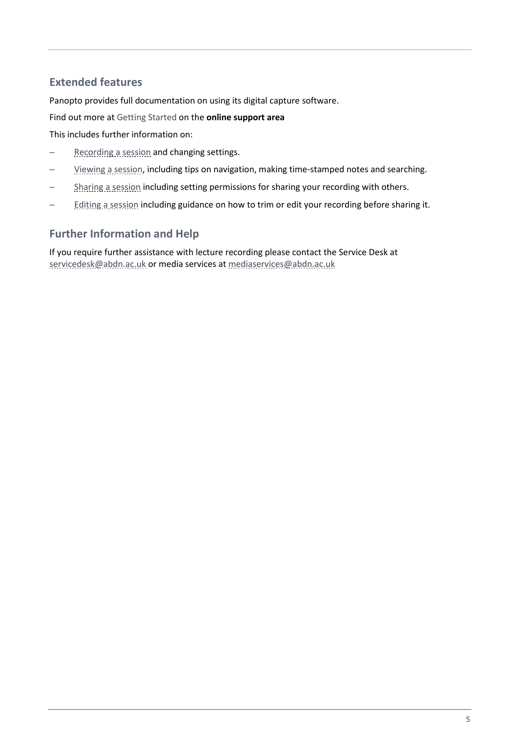## Extended features

Panopto provides full documentation on using its digital capture software.

Find out more at Getting Started on the **online support area**

This includes further information on:

- Recording a session and changing settings.
- Viewing a session, including tips on navigation, making time-stamped notes and searching.
- Sharing a session including setting permissions for sharing your recording with others.
- Editing a session including guidance on how to trim or edit your recording before sharing it.

## Further Information and Help

If you require further assistance with lecture recording please contact the Service Desk at servicedesk@abdn.ac.uk or media services at mediaservices@abdn.ac.uk